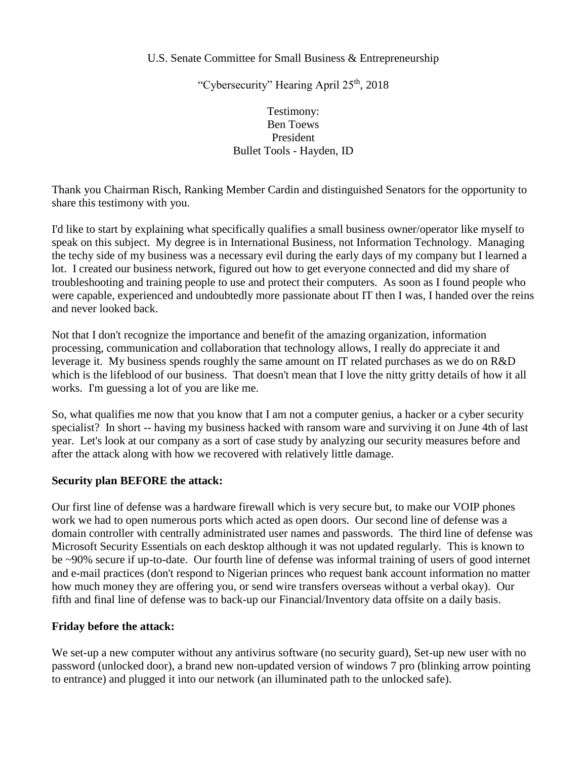U.S. Senate Committee for Small Business & Entrepreneurship

"Cybersecurity" Hearing April 25th, 2018

Testimony:
Ben Toews
President
Bullet Tools - Hayden, ID

Thank you Chairman Risch, Ranking Member Cardin and distinguished Senators for the opportunity to share this testimony with you.

I'd like to start by explaining what specifically qualifies a small business owner/operator like myself to speak on this subject. My degree is in International Business, not Information Technology. Managing the techy side of my business was a necessary evil during the early days of my company but I learned a lot. I created our business network, figured out how to get everyone connected and did my share of troubleshooting and training people to use and protect their computers. As soon as I found people who were capable, experienced and undoubtedly more passionate about IT then I was, I handed over the reins and never looked back.

Not that I don't recognize the importance and benefit of the amazing organization, information processing, communication and collaboration that technology allows, I really do appreciate it and leverage it. My business spends roughly the same amount on IT related purchases as we do on R&D which is the lifeblood of our business. That doesn't mean that I love the nitty gritty details of how it all works. I'm guessing a lot of you are like me.

So, what qualifies me now that you know that I am not a computer genius, a hacker or a cyber security specialist? In short -- having my business hacked with ransom ware and surviving it on June 4th of last year. Let's look at our company as a sort of case study by analyzing our security measures before and after the attack along with how we recovered with relatively little damage.

**Security plan BEFORE the attack:**

Our first line of defense was a hardware firewall which is very secure but, to make our VOIP phones work we had to open numerous ports which acted as open doors. Our second line of defense was a domain controller with centrally administrated user names and passwords. The third line of defense was Microsoft Security Essentials on each desktop although it was not updated regularly. This is known to be ~90% secure if up-to-date. Our fourth line of defense was informal training of users of good internet and e-mail practices (don't respond to Nigerian princes who request bank account information no matter how much money they are offering you, or send wire transfers overseas without a verbal okay). Our fifth and final line of defense was to back-up our Financial/Inventory data offsite on a daily basis.

**Friday before the attack:**

We set-up a new computer without any antivirus software (no security guard), Set-up new user with no password (unlocked door), a brand new non-updated version of windows 7 pro (blinking arrow pointing to entrance) and plugged it into our network (an illuminated path to the unlocked safe).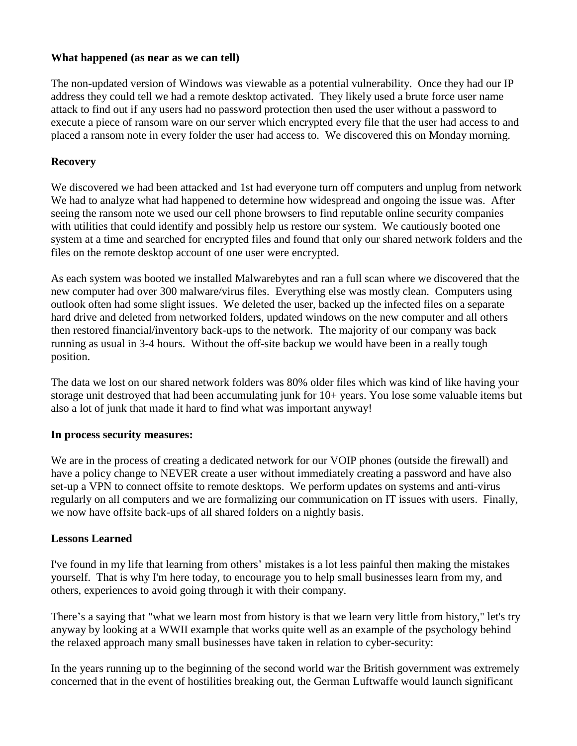**What happened (as near as we can tell)**

The non-updated version of Windows was viewable as a potential vulnerability. Once they had our IP address they could tell we had a remote desktop activated. They likely used a brute force user name attack to find out if any users had no password protection then used the user without a password to execute a piece of ransom ware on our server which encrypted every file that the user had access to and placed a ransom note in every folder the user had access to. We discovered this on Monday morning.

**Recovery**

We discovered we had been attacked and 1st had everyone turn off computers and unplug from network We had to analyze what had happened to determine how widespread and ongoing the issue was. After seeing the ransom note we used our cell phone browsers to find reputable online security companies with utilities that could identify and possibly help us restore our system. We cautiously booted one system at a time and searched for encrypted files and found that only our shared network folders and the files on the remote desktop account of one user were encrypted.

As each system was booted we installed Malwarebytes and ran a full scan where we discovered that the new computer had over 300 malware/virus files. Everything else was mostly clean. Computers using outlook often had some slight issues. We deleted the user, backed up the infected files on a separate hard drive and deleted from networked folders, updated windows on the new computer and all others then restored financial/inventory back-ups to the network. The majority of our company was back running as usual in 3-4 hours. Without the off-site backup we would have been in a really tough position.

The data we lost on our shared network folders was 80% older files which was kind of like having your storage unit destroyed that had been accumulating junk for 10+ years. You lose some valuable items but also a lot of junk that made it hard to find what was important anyway!

**In process security measures:**

We are in the process of creating a dedicated network for our VOIP phones (outside the firewall) and have a policy change to NEVER create a user without immediately creating a password and have also set-up a VPN to connect offsite to remote desktops. We perform updates on systems and anti-virus regularly on all computers and we are formalizing our communication on IT issues with users. Finally, we now have offsite back-ups of all shared folders on a nightly basis.

**Lessons Learned**

I've found in my life that learning from others' mistakes is a lot less painful then making the mistakes yourself. That is why I'm here today, to encourage you to help small businesses learn from my, and others, experiences to avoid going through it with their company.

There's a saying that "what we learn most from history is that we learn very little from history," let's try anyway by looking at a WWII example that works quite well as an example of the psychology behind the relaxed approach many small businesses have taken in relation to cyber-security:

In the years running up to the beginning of the second world war the British government was extremely concerned that in the event of hostilities breaking out, the German Luftwaffe would launch significant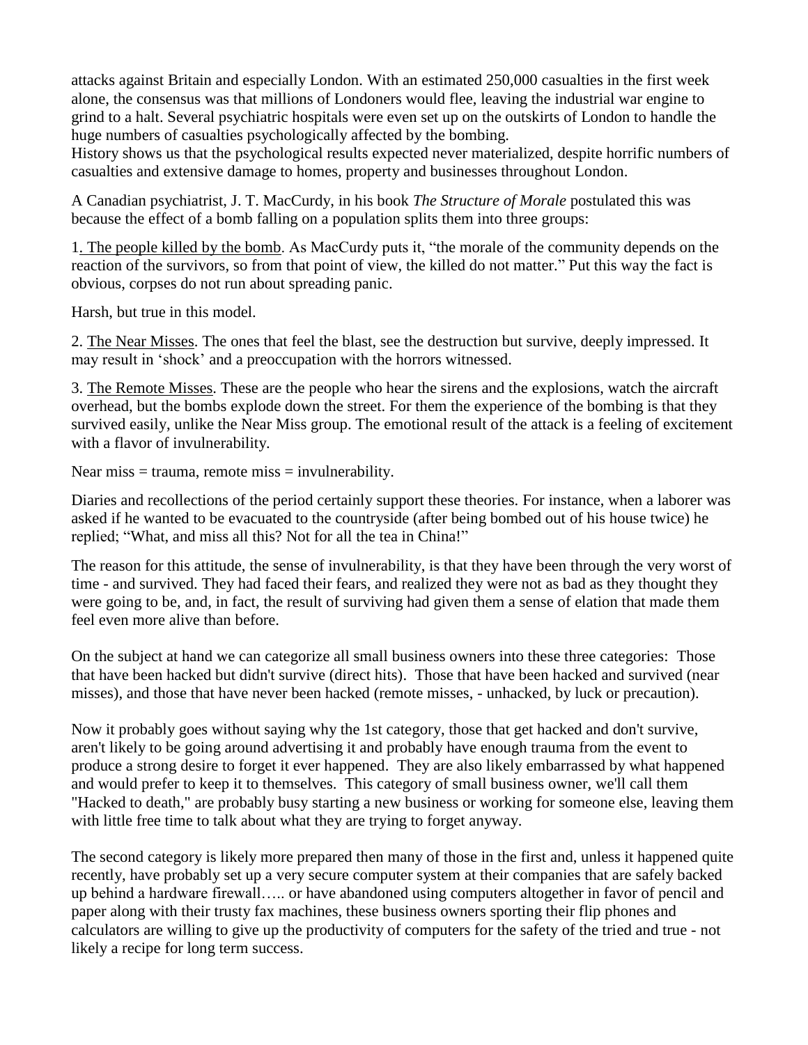attacks against Britain and especially London. With an estimated 250,000 casualties in the first week alone, the consensus was that millions of Londoners would flee, leaving the industrial war engine to grind to a halt. Several psychiatric hospitals were even set up on the outskirts of London to handle the huge numbers of casualties psychologically affected by the bombing.

History shows us that the psychological results expected never materialized, despite horrific numbers of casualties and extensive damage to homes, property and businesses throughout London.

A Canadian psychiatrist, J. T. MacCurdy, in his book *The Structure of Morale* postulated this was because the effect of a bomb falling on a population splits them into three groups:

1. The people killed by the bomb. As MacCurdy puts it, "the morale of the community depends on the reaction of the survivors, so from that point of view, the killed do not matter." Put this way the fact is obvious, corpses do not run about spreading panic.

Harsh, but true in this model.

2. The Near Misses. The ones that feel the blast, see the destruction but survive, deeply impressed. It may result in 'shock' and a preoccupation with the horrors witnessed.

3. The Remote Misses. These are the people who hear the sirens and the explosions, watch the aircraft overhead, but the bombs explode down the street. For them the experience of the bombing is that they survived easily, unlike the Near Miss group. The emotional result of the attack is a feeling of excitement with a flavor of invulnerability.

Near miss = trauma, remote miss = invulnerability.

Diaries and recollections of the period certainly support these theories. For instance, when a laborer was asked if he wanted to be evacuated to the countryside (after being bombed out of his house twice) he replied; "What, and miss all this? Not for all the tea in China!"

The reason for this attitude, the sense of invulnerability, is that they have been through the very worst of time - and survived. They had faced their fears, and realized they were not as bad as they thought they were going to be, and, in fact, the result of surviving had given them a sense of elation that made them feel even more alive than before.

On the subject at hand we can categorize all small business owners into these three categories: Those that have been hacked but didn't survive (direct hits). Those that have been hacked and survived (near misses), and those that have never been hacked (remote misses, - unhacked, by luck or precaution).

Now it probably goes without saying why the 1st category, those that get hacked and don't survive, aren't likely to be going around advertising it and probably have enough trauma from the event to produce a strong desire to forget it ever happened. They are also likely embarrassed by what happened and would prefer to keep it to themselves. This category of small business owner, we'll call them "Hacked to death," are probably busy starting a new business or working for someone else, leaving them with little free time to talk about what they are trying to forget anyway.

The second category is likely more prepared then many of those in the first and, unless it happened quite recently, have probably set up a very secure computer system at their companies that are safely backed up behind a hardware firewall….. or have abandoned using computers altogether in favor of pencil and paper along with their trusty fax machines, these business owners sporting their flip phones and calculators are willing to give up the productivity of computers for the safety of the tried and true - not likely a recipe for long term success.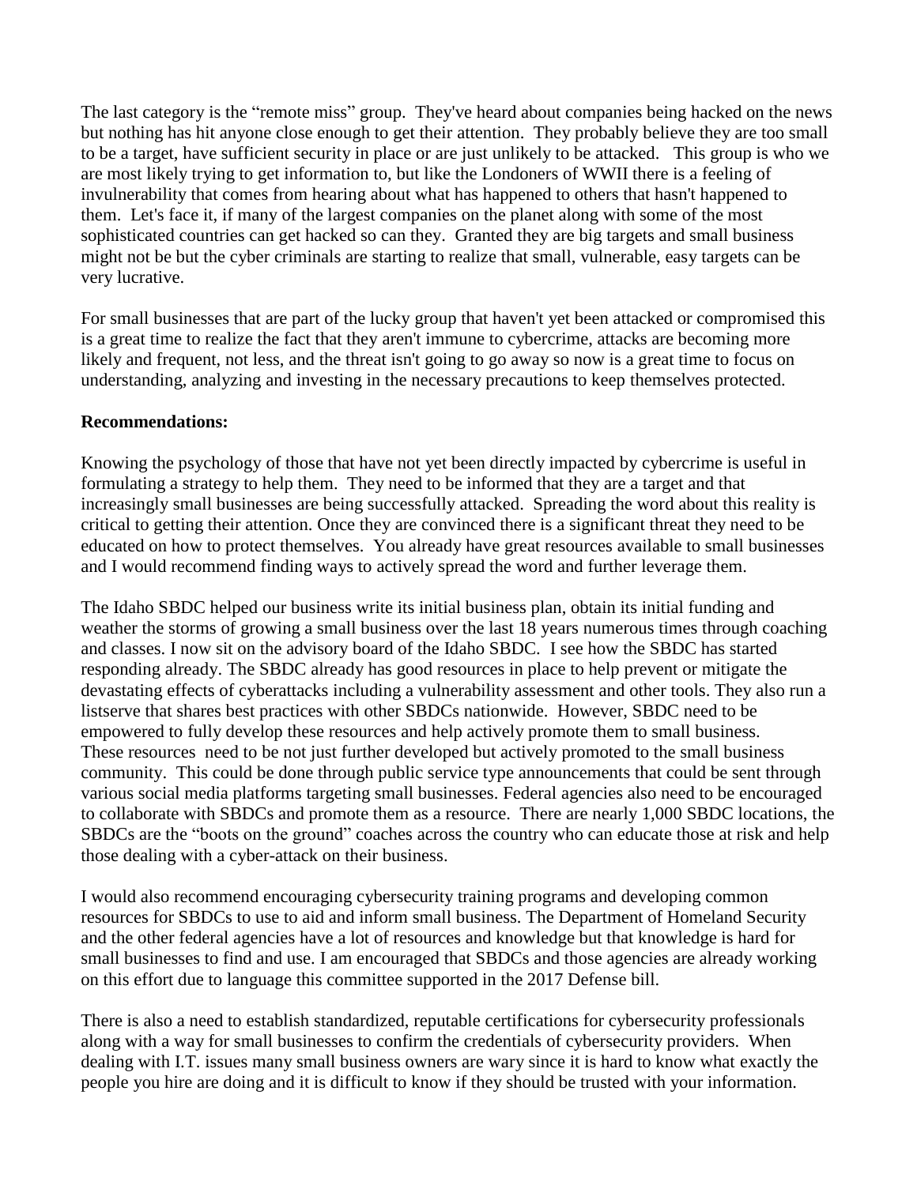The last category is the "remote miss" group. They've heard about companies being hacked on the news but nothing has hit anyone close enough to get their attention. They probably believe they are too small to be a target, have sufficient security in place or are just unlikely to be attacked. This group is who we are most likely trying to get information to, but like the Londoners of WWII there is a feeling of invulnerability that comes from hearing about what has happened to others that hasn't happened to them. Let's face it, if many of the largest companies on the planet along with some of the most sophisticated countries can get hacked so can they. Granted they are big targets and small business might not be but the cyber criminals are starting to realize that small, vulnerable, easy targets can be very lucrative.

For small businesses that are part of the lucky group that haven't yet been attacked or compromised this is a great time to realize the fact that they aren't immune to cybercrime, attacks are becoming more likely and frequent, not less, and the threat isn't going to go away so now is a great time to focus on understanding, analyzing and investing in the necessary precautions to keep themselves protected.

**Recommendations:**

Knowing the psychology of those that have not yet been directly impacted by cybercrime is useful in formulating a strategy to help them. They need to be informed that they are a target and that increasingly small businesses are being successfully attacked. Spreading the word about this reality is critical to getting their attention. Once they are convinced there is a significant threat they need to be educated on how to protect themselves. You already have great resources available to small businesses and I would recommend finding ways to actively spread the word and further leverage them.

The Idaho SBDC helped our business write its initial business plan, obtain its initial funding and weather the storms of growing a small business over the last 18 years numerous times through coaching and classes. I now sit on the advisory board of the Idaho SBDC. I see how the SBDC has started responding already. The SBDC already has good resources in place to help prevent or mitigate the devastating effects of cyberattacks including a vulnerability assessment and other tools. They also run a listserve that shares best practices with other SBDCs nationwide. However, SBDC need to be empowered to fully develop these resources and help actively promote them to small business. These resources need to be not just further developed but actively promoted to the small business community. This could be done through public service type announcements that could be sent through various social media platforms targeting small businesses. Federal agencies also need to be encouraged to collaborate with SBDCs and promote them as a resource. There are nearly 1,000 SBDC locations, the SBDCs are the "boots on the ground" coaches across the country who can educate those at risk and help those dealing with a cyber-attack on their business.

I would also recommend encouraging cybersecurity training programs and developing common resources for SBDCs to use to aid and inform small business. The Department of Homeland Security and the other federal agencies have a lot of resources and knowledge but that knowledge is hard for small businesses to find and use. I am encouraged that SBDCs and those agencies are already working on this effort due to language this committee supported in the 2017 Defense bill.

There is also a need to establish standardized, reputable certifications for cybersecurity professionals along with a way for small businesses to confirm the credentials of cybersecurity providers. When dealing with I.T. issues many small business owners are wary since it is hard to know what exactly the people you hire are doing and it is difficult to know if they should be trusted with your information.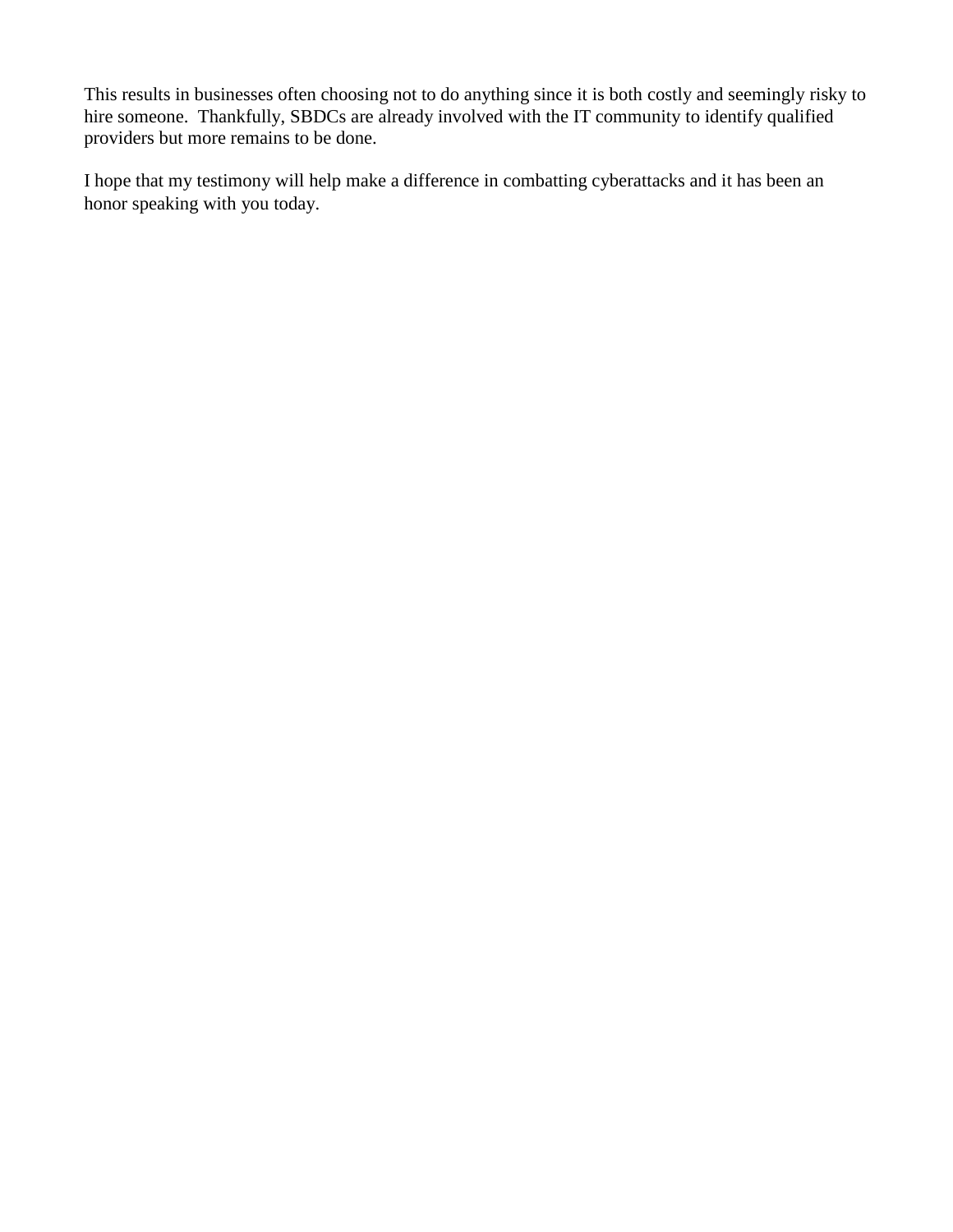This results in businesses often choosing not to do anything since it is both costly and seemingly risky to hire someone. Thankfully, SBDCs are already involved with the IT community to identify qualified providers but more remains to be done.

I hope that my testimony will help make a difference in combatting cyberattacks and it has been an honor speaking with you today.